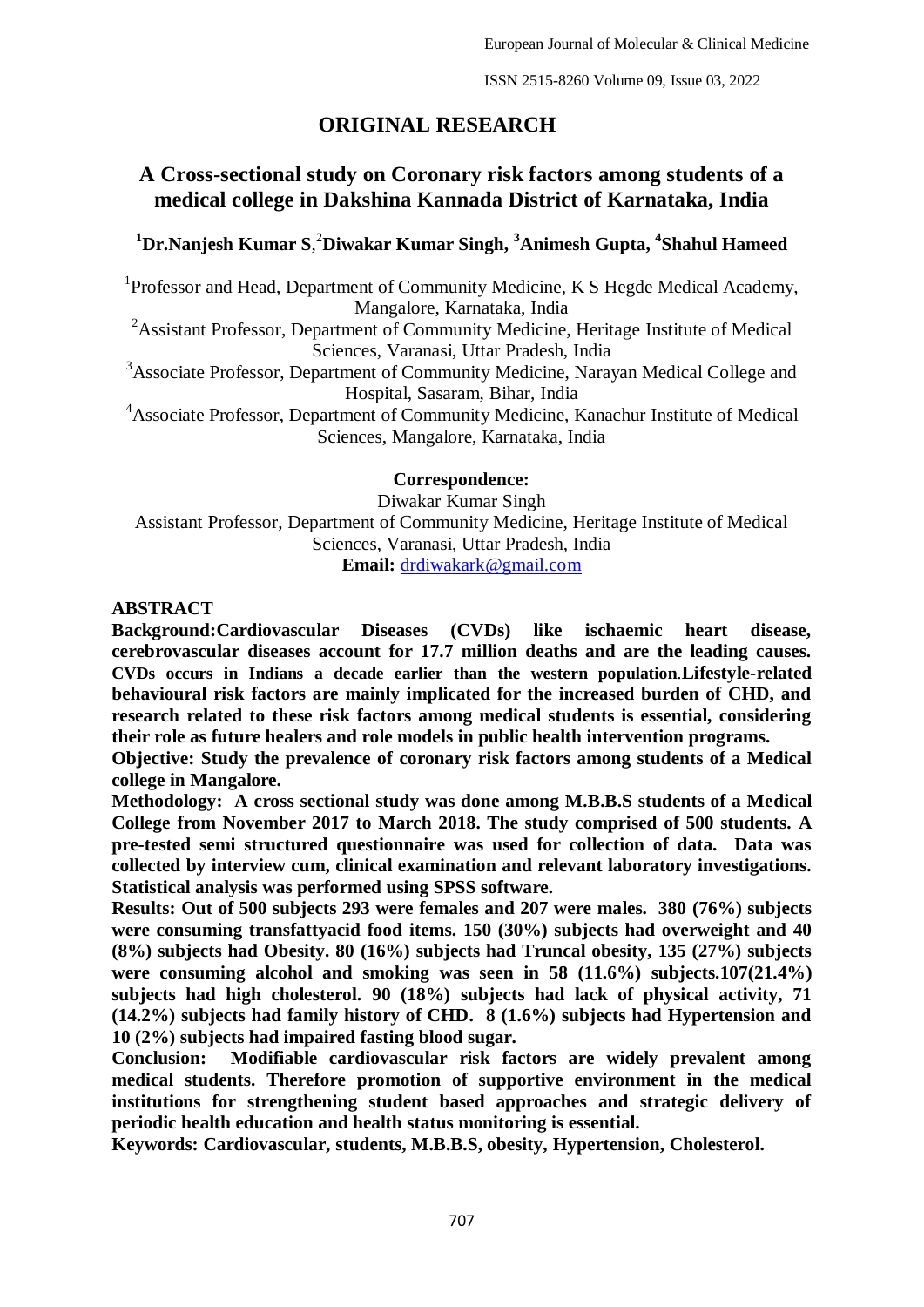## ORIGINAL RESEARCH

# A Cross-sectional study on Coronary risk factors among students of a medical college in Dakshina Kannada District of Karnataka, India

**[1]Dr.Nanjesh Kumar S**, [2]**Diwakar Kumar Singh, [3]Animesh Gupta, [4]Shahul Hameed**

[1]Professor and Head, Department of Community Medicine, K S Hegde Medical Academy, Mangalore, Karnataka, India

[2]Assistant Professor, Department of Community Medicine, Heritage Institute of Medical Sciences, Varanasi, Uttar Pradesh, India

[3]Associate Professor, Department of Community Medicine, Narayan Medical College and Hospital, Sasaram, Bihar, India

[4]Associate Professor, Department of Community Medicine, Kanachur Institute of Medical Sciences, Mangalore, Karnataka, India

**Correspondence:**

Diwakar Kumar Singh

Assistant Professor, Department of Community Medicine, Heritage Institute of Medical Sciences, Varanasi, Uttar Pradesh, India

**Email:** drdiwakark@gmail.com

## ABSTRACT

**Background:Cardiovascular Diseases (CVDs) like ischaemic heart disease, cerebrovascular diseases account for 17.7 million deaths and are the leading causes. CVDs occurs in Indians a decade earlier than the western population.Lifestyle-related behavioural risk factors are mainly implicated for the increased burden of CHD, and research related to these risk factors among medical students is essential, considering their role as future healers and role models in public health intervention programs.**

**Objective: Study the prevalence of coronary risk factors among students of a Medical college in Mangalore.**

**Methodology: A cross sectional study was done among M.B.B.S students of a Medical College from November 2017 to March 2018. The study comprised of 500 students. A pre-tested semi structured questionnaire was used for collection of data. Data was collected by interview cum, clinical examination and relevant laboratory investigations. Statistical analysis was performed using SPSS software.**

**Results: Out of 500 subjects 293 were females and 207 were males. 380 (76%) subjects were consuming transfattyacid food items. 150 (30%) subjects had overweight and 40 (8%) subjects had Obesity. 80 (16%) subjects had Truncal obesity, 135 (27%) subjects were consuming alcohol and smoking was seen in 58 (11.6%) subjects.107(21.4%) subjects had high cholesterol. 90 (18%) subjects had lack of physical activity, 71 (14.2%) subjects had family history of CHD. 8 (1.6%) subjects had Hypertension and 10 (2%) subjects had impaired fasting blood sugar.**

**Conclusion: Modifiable cardiovascular risk factors are widely prevalent among medical students. Therefore promotion of supportive environment in the medical institutions for strengthening student based approaches and strategic delivery of periodic health education and health status monitoring is essential.**

**Keywords: Cardiovascular, students, M.B.B.S, obesity, Hypertension, Cholesterol.**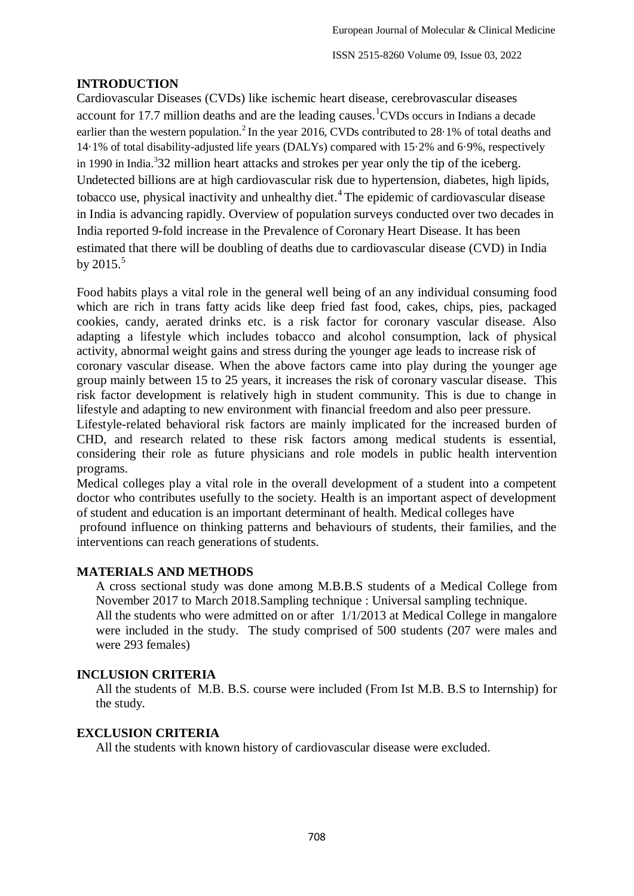## INTRODUCTION

Cardiovascular Diseases (CVDs) like ischemic heart disease, cerebrovascular diseases account for 17.7 million deaths and are the leading causes.[1] CVDs occurs in Indians a decade earlier than the western population.[2] In the year 2016, CVDs contributed to 28·1% of total deaths and 14·1% of total disability-adjusted life years (DALYs) compared with 15·2% and 6·9%, respectively in 1990 in India.[3] 32 million heart attacks and strokes per year only the tip of the iceberg. Undetected billions are at high cardiovascular risk due to hypertension, diabetes, high lipids, tobacco use, physical inactivity and unhealthy diet.[4] The epidemic of cardiovascular disease in India is advancing rapidly. Overview of population surveys conducted over two decades in India reported 9-fold increase in the Prevalence of Coronary Heart Disease. It has been estimated that there will be doubling of deaths due to cardiovascular disease (CVD) in India by 2015.[5]

Food habits plays a vital role in the general well being of an any individual consuming food which are rich in trans fatty acids like deep fried fast food, cakes, chips, pies, packaged cookies, candy, aerated drinks etc. is a risk factor for coronary vascular disease. Also adapting a lifestyle which includes tobacco and alcohol consumption, lack of physical activity, abnormal weight gains and stress during the younger age leads to increase risk of coronary vascular disease. When the above factors came into play during the younger age group mainly between 15 to 25 years, it increases the risk of coronary vascular disease. This risk factor development is relatively high in student community. This is due to change in lifestyle and adapting to new environment with financial freedom and also peer pressure.

Lifestyle-related behavioral risk factors are mainly implicated for the increased burden of CHD, and research related to these risk factors among medical students is essential, considering their role as future physicians and role models in public health intervention programs.

Medical colleges play a vital role in the overall development of a student into a competent doctor who contributes usefully to the society. Health is an important aspect of development of student and education is an important determinant of health. Medical colleges have profound influence on thinking patterns and behaviours of students, their families, and the interventions can reach generations of students.

## MATERIALS AND METHODS

A cross sectional study was done among M.B.B.S students of a Medical College from November 2017 to March 2018.Sampling technique : Universal sampling technique.
All the students who were admitted on or after 1/1/2013 at Medical College in mangalore were included in the study. The study comprised of 500 students (207 were males and were 293 females)

## INCLUSION CRITERIA

All the students of M.B. B.S. course were included (From Ist M.B. B.S to Internship) for the study.

## EXCLUSION CRITERIA

All the students with known history of cardiovascular disease were excluded.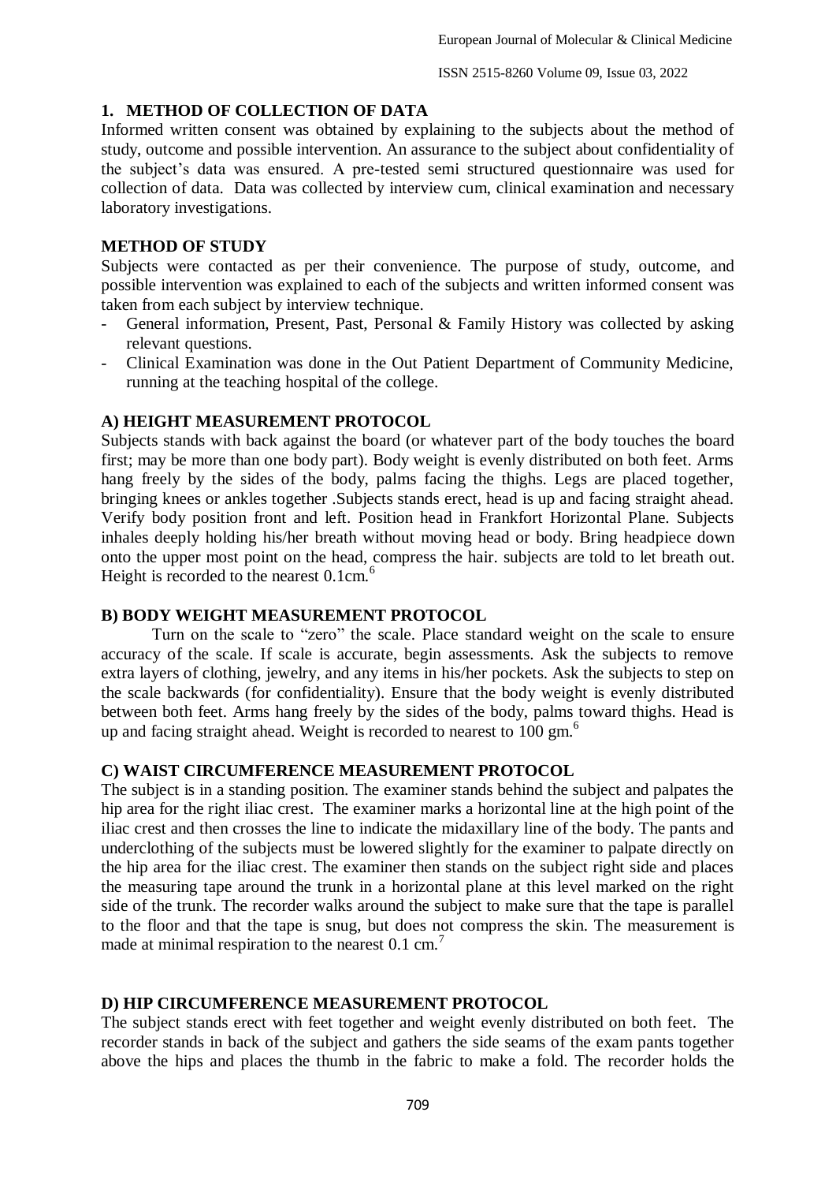## 1. METHOD OF COLLECTION OF DATA

Informed written consent was obtained by explaining to the subjects about the method of study, outcome and possible intervention. An assurance to the subject about confidentiality of the subject's data was ensured. A pre-tested semi structured questionnaire was used for collection of data. Data was collected by interview cum, clinical examination and necessary laboratory investigations.

### METHOD OF STUDY

Subjects were contacted as per their convenience. The purpose of study, outcome, and possible intervention was explained to each of the subjects and written informed consent was taken from each subject by interview technique.

- General information, Present, Past, Personal & Family History was collected by asking relevant questions.
- Clinical Examination was done in the Out Patient Department of Community Medicine, running at the teaching hospital of the college.

### A) HEIGHT MEASUREMENT PROTOCOL

Subjects stands with back against the board (or whatever part of the body touches the board first; may be more than one body part). Body weight is evenly distributed on both feet. Arms hang freely by the sides of the body, palms facing the thighs. Legs are placed together, bringing knees or ankles together .Subjects stands erect, head is up and facing straight ahead. Verify body position front and left. Position head in Frankfort Horizontal Plane. Subjects inhales deeply holding his/her breath without moving head or body. Bring headpiece down onto the upper most point on the head, compress the hair. subjects are told to let breath out. Height is recorded to the nearest 0.1cm.[6]

### B) BODY WEIGHT MEASUREMENT PROTOCOL

Turn on the scale to "zero" the scale. Place standard weight on the scale to ensure accuracy of the scale. If scale is accurate, begin assessments. Ask the subjects to remove extra layers of clothing, jewelry, and any items in his/her pockets. Ask the subjects to step on the scale backwards (for confidentiality). Ensure that the body weight is evenly distributed between both feet. Arms hang freely by the sides of the body, palms toward thighs. Head is up and facing straight ahead. Weight is recorded to nearest to 100 gm.[6]

### C) WAIST CIRCUMFERENCE MEASUREMENT PROTOCOL

The subject is in a standing position. The examiner stands behind the subject and palpates the hip area for the right iliac crest. The examiner marks a horizontal line at the high point of the iliac crest and then crosses the line to indicate the midaxillary line of the body. The pants and underclothing of the subjects must be lowered slightly for the examiner to palpate directly on the hip area for the iliac crest. The examiner then stands on the subject right side and places the measuring tape around the trunk in a horizontal plane at this level marked on the right side of the trunk. The recorder walks around the subject to make sure that the tape is parallel to the floor and that the tape is snug, but does not compress the skin. The measurement is made at minimal respiration to the nearest 0.1 cm.[7]

### D) HIP CIRCUMFERENCE MEASUREMENT PROTOCOL

The subject stands erect with feet together and weight evenly distributed on both feet. The recorder stands in back of the subject and gathers the side seams of the exam pants together above the hips and places the thumb in the fabric to make a fold. The recorder holds the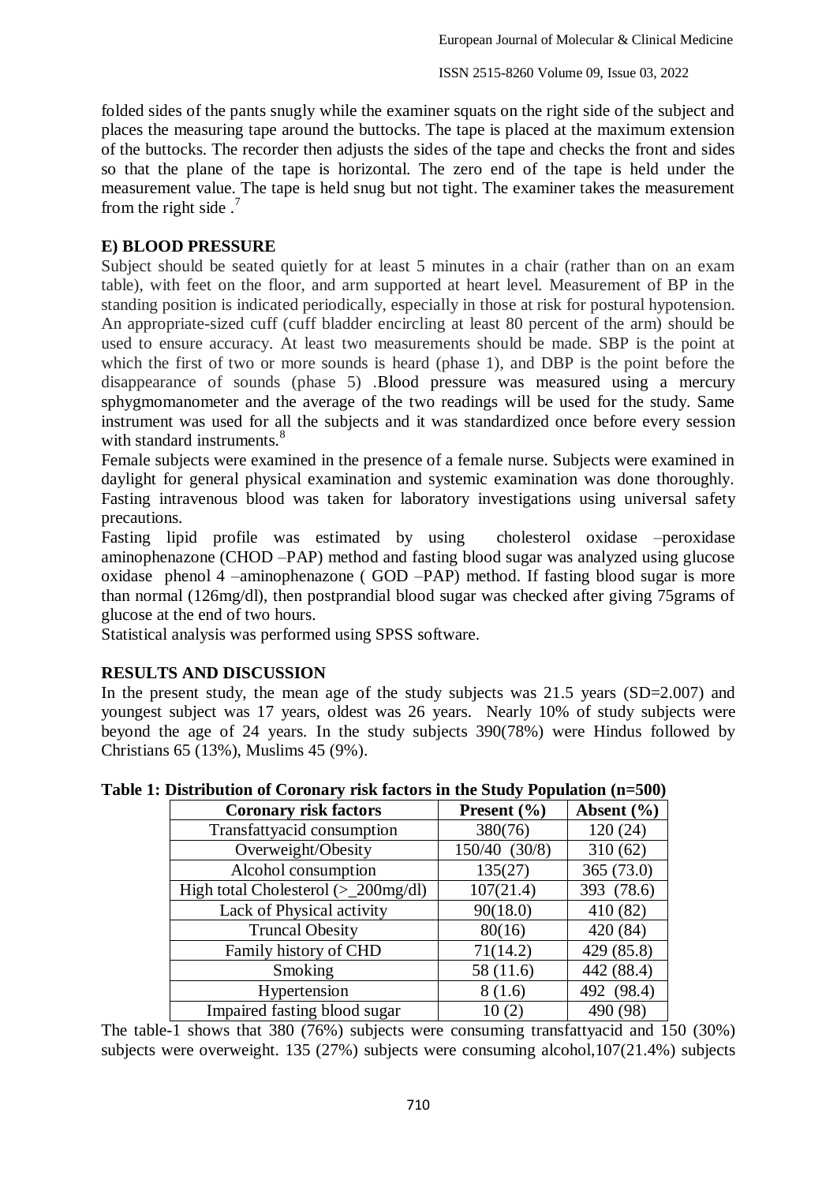folded sides of the pants snugly while the examiner squats on the right side of the subject and places the measuring tape around the buttocks. The tape is placed at the maximum extension of the buttocks. The recorder then adjusts the sides of the tape and checks the front and sides so that the plane of the tape is horizontal. The zero end of the tape is held under the measurement value. The tape is held snug but not tight. The examiner takes the measurement from the right side .[7]

### E) BLOOD PRESSURE

Subject should be seated quietly for at least 5 minutes in a chair (rather than on an exam table), with feet on the floor, and arm supported at heart level. Measurement of BP in the standing position is indicated periodically, especially in those at risk for postural hypotension. An appropriate-sized cuff (cuff bladder encircling at least 80 percent of the arm) should be used to ensure accuracy. At least two measurements should be made. SBP is the point at which the first of two or more sounds is heard (phase 1), and DBP is the point before the disappearance of sounds (phase 5) .Blood pressure was measured using a mercury sphygmomanometer and the average of the two readings will be used for the study. Same instrument was used for all the subjects and it was standardized once before every session with standard instruments.[8]

Female subjects were examined in the presence of a female nurse. Subjects were examined in daylight for general physical examination and systemic examination was done thoroughly. Fasting intravenous blood was taken for laboratory investigations using universal safety precautions.

Fasting lipid profile was estimated by using cholesterol oxidase –peroxidase aminophenazone (CHOD –PAP) method and fasting blood sugar was analyzed using glucose oxidase phenol 4 –aminophenazone ( GOD –PAP) method. If fasting blood sugar is more than normal (126mg/dl), then postprandial blood sugar was checked after giving 75grams of glucose at the end of two hours.

Statistical analysis was performed using SPSS software.

## RESULTS AND DISCUSSION

In the present study, the mean age of the study subjects was 21.5 years (SD=2.007) and youngest subject was 17 years, oldest was 26 years. Nearly 10% of study subjects were beyond the age of 24 years. In the study subjects 390(78%) were Hindus followed by Christians 65 (13%), Muslims 45 (9%).

**Table 1: Distribution of Coronary risk factors in the Study Population (n=500)**

| Coronary risk factors | Present (%) | Absent (%) |
|---|---|---|
| Transfattyacid consumption | 380(76) | 120 (24) |
| Overweight/Obesity | 150/40 (30/8) | 310 (62) |
| Alcohol consumption | 135(27) | 365 (73.0) |
| High total Cholesterol (>_200mg/dl) | 107(21.4) | 393 (78.6) |
| Lack of Physical activity | 90(18.0) | 410 (82) |
| Truncal Obesity | 80(16) | 420 (84) |
| Family history of CHD | 71(14.2) | 429 (85.8) |
| Smoking | 58 (11.6) | 442 (88.4) |
| Hypertension | 8 (1.6) | 492 (98.4) |
| Impaired fasting blood sugar | 10 (2) | 490 (98) |

The table-1 shows that 380 (76%) subjects were consuming transfattyacid and 150 (30%) subjects were overweight. 135 (27%) subjects were consuming alcohol,107(21.4%) subjects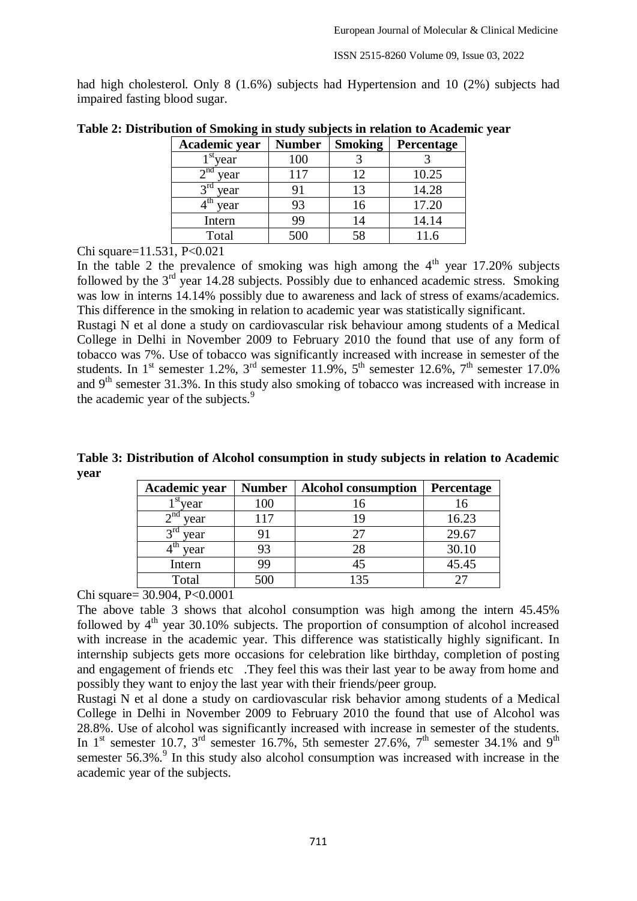had high cholesterol. Only 8 (1.6%) subjects had Hypertension and 10 (2%) subjects had impaired fasting blood sugar.

**Table 2: Distribution of Smoking in study subjects in relation to Academic year**

| Academic year | Number | Smoking | Percentage |
|---|---|---|---|
| 1st year | 100 | 3 | 3 |
| 2nd year | 117 | 12 | 10.25 |
| 3rd year | 91 | 13 | 14.28 |
| 4th year | 93 | 16 | 17.20 |
| Intern | 99 | 14 | 14.14 |
| Total | 500 | 58 | 11.6 |

Chi square=11.531, P<0.021

In the table 2 the prevalence of smoking was high among the 4th year 17.20% subjects followed by the 3rd year 14.28 subjects. Possibly due to enhanced academic stress. Smoking was low in interns 14.14% possibly due to awareness and lack of stress of exams/academics. This difference in the smoking in relation to academic year was statistically significant.

Rustagi N et al done a study on cardiovascular risk behaviour among students of a Medical College in Delhi in November 2009 to February 2010 the found that use of any form of tobacco was 7%. Use of tobacco was significantly increased with increase in semester of the students. In 1st semester 1.2%, 3rd semester 11.9%, 5th semester 12.6%, 7th semester 17.0% and 9th semester 31.3%. In this study also smoking of tobacco was increased with increase in the academic year of the subjects.[9]

**Table 3: Distribution of Alcohol consumption in study subjects in relation to Academic year**

| Academic year | Number | Alcohol consumption | Percentage |
|---|---|---|---|
| 1st year | 100 | 16 | 16 |
| 2nd year | 117 | 19 | 16.23 |
| 3rd year | 91 | 27 | 29.67 |
| 4th year | 93 | 28 | 30.10 |
| Intern | 99 | 45 | 45.45 |
| Total | 500 | 135 | 27 |

Chi square= 30.904, P<0.0001

The above table 3 shows that alcohol consumption was high among the intern 45.45% followed by 4th year 30.10% subjects. The proportion of consumption of alcohol increased with increase in the academic year. This difference was statistically highly significant. In internship subjects gets more occasions for celebration like birthday, completion of posting and engagement of friends etc .They feel this was their last year to be away from home and possibly they want to enjoy the last year with their friends/peer group.

Rustagi N et al done a study on cardiovascular risk behavior among students of a Medical College in Delhi in November 2009 to February 2010 the found that use of Alcohol was 28.8%. Use of alcohol was significantly increased with increase in semester of the students. In 1st semester 10.7, 3rd semester 16.7%, 5th semester 27.6%, 7th semester 34.1% and 9th semester 56.3%.[9] In this study also alcohol consumption was increased with increase in the academic year of the subjects.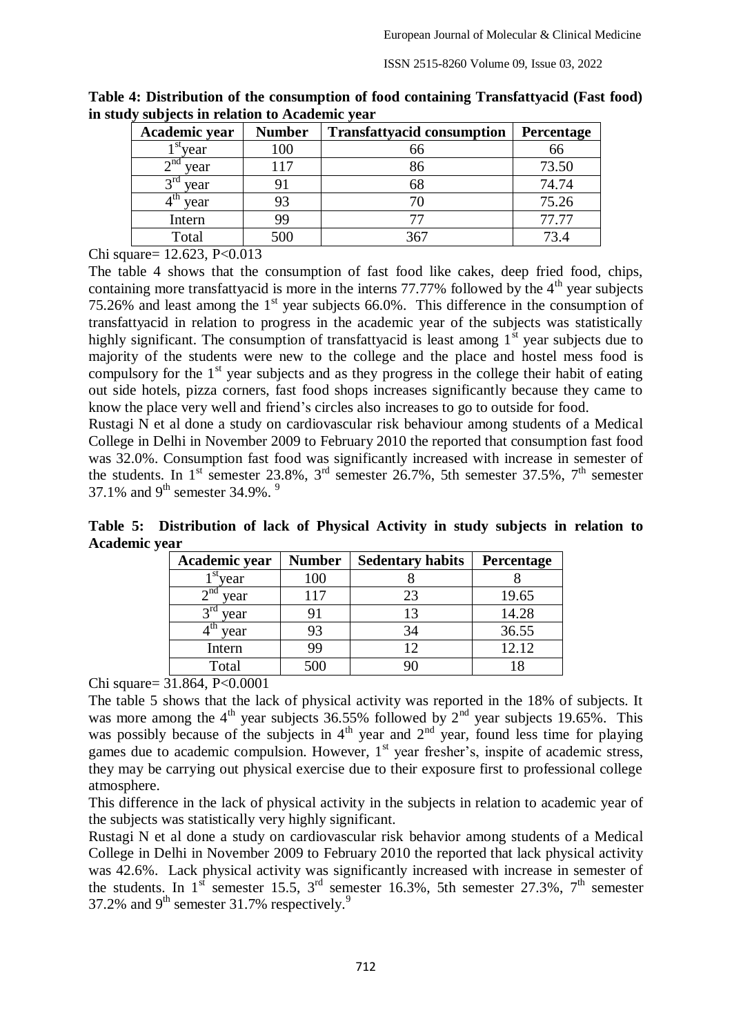**Table 4: Distribution of the consumption of food containing Transfattyacid (Fast food) in study subjects in relation to Academic year**

| Academic year | Number | Transfattyacid consumption | Percentage |
|---|---|---|---|
| 1$^{st}$year | 100 | 66 | 66 |
| 2$^{nd}$ year | 117 | 86 | 73.50 |
| 3$^{rd}$ year | 91 | 68 | 74.74 |
| 4$^{th}$ year | 93 | 70 | 75.26 |
| Intern | 99 | 77 | 77.77 |
| Total | 500 | 367 | 73.4 |

Chi square= 12.623, P<0.013

The table 4 shows that the consumption of fast food like cakes, deep fried food, chips, containing more transfattyacid is more in the interns 77.77% followed by the 4$^{th}$ year subjects 75.26% and least among the 1$^{st}$ year subjects 66.0%. This difference in the consumption of transfattyacid in relation to progress in the academic year of the subjects was statistically highly significant. The consumption of transfattyacid is least among 1$^{st}$ year subjects due to majority of the students were new to the college and the place and hostel mess food is compulsory for the 1$^{st}$ year subjects and as they progress in the college their habit of eating out side hotels, pizza corners, fast food shops increases significantly because they came to know the place very well and friend's circles also increases to go to outside for food.

Rustagi N et al done a study on cardiovascular risk behaviour among students of a Medical College in Delhi in November 2009 to February 2010 the reported that consumption fast food was 32.0%. Consumption fast food was significantly increased with increase in semester of the students. In 1$^{st}$ semester 23.8%, 3$^{rd}$ semester 26.7%, 5th semester 37.5%, 7$^{th}$ semester 37.1% and 9$^{th}$ semester 34.9%. [9]

**Table 5: Distribution of lack of Physical Activity in study subjects in relation to Academic year**

| Academic year | Number | Sedentary habits | Percentage |
|---|---|---|---|
| 1$^{st}$year | 100 | 8 | 8 |
| 2$^{nd}$ year | 117 | 23 | 19.65 |
| 3$^{rd}$ year | 91 | 13 | 14.28 |
| 4$^{th}$ year | 93 | 34 | 36.55 |
| Intern | 99 | 12 | 12.12 |
| Total | 500 | 90 | 18 |

Chi square= 31.864, P<0.0001

The table 5 shows that the lack of physical activity was reported in the 18% of subjects. It was more among the 4$^{th}$ year subjects 36.55% followed by 2$^{nd}$ year subjects 19.65%. This was possibly because of the subjects in 4$^{th}$ year and 2$^{nd}$ year, found less time for playing games due to academic compulsion. However, 1$^{st}$ year fresher's, inspite of academic stress, they may be carrying out physical exercise due to their exposure first to professional college atmosphere.

This difference in the lack of physical activity in the subjects in relation to academic year of the subjects was statistically very highly significant.

Rustagi N et al done a study on cardiovascular risk behavior among students of a Medical College in Delhi in November 2009 to February 2010 the reported that lack physical activity was 42.6%. Lack physical activity was significantly increased with increase in semester of the students. In 1$^{st}$ semester 15.5, 3$^{rd}$ semester 16.3%, 5th semester 27.3%, 7$^{th}$ semester 37.2% and 9$^{th}$ semester 31.7% respectively.[9]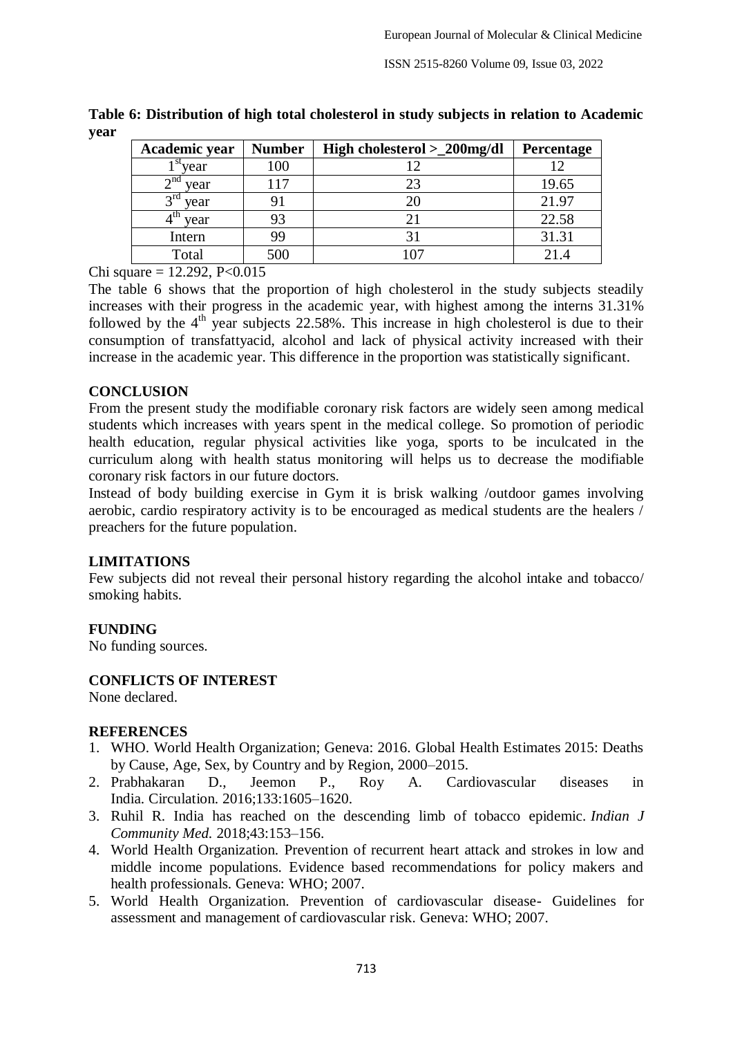**Table 6: Distribution of high total cholesterol in study subjects in relation to Academic year**

| Academic year | Number | High cholesterol >_200mg/dl | Percentage |
|---|---|---|---|
| 1st year | 100 | 12 | 12 |
| 2nd year | 117 | 23 | 19.65 |
| 3rd year | 91 | 20 | 21.97 |
| 4th year | 93 | 21 | 22.58 |
| Intern | 99 | 31 | 31.31 |
| Total | 500 | 107 | 21.4 |

Chi square = 12.292, $P<0.015$

The table 6 shows that the proportion of high cholesterol in the study subjects steadily increases with their progress in the academic year, with highest among the interns 31.31% followed by the 4th year subjects 22.58%. This increase in high cholesterol is due to their consumption of transfattyacid, alcohol and lack of physical activity increased with their increase in the academic year. This difference in the proportion was statistically significant.

## CONCLUSION

From the present study the modifiable coronary risk factors are widely seen among medical students which increases with years spent in the medical college. So promotion of periodic health education, regular physical activities like yoga, sports to be inculcated in the curriculum along with health status monitoring will helps us to decrease the modifiable coronary risk factors in our future doctors.

Instead of body building exercise in Gym it is brisk walking /outdoor games involving aerobic, cardio respiratory activity is to be encouraged as medical students are the healers / preachers for the future population.

## LIMITATIONS

Few subjects did not reveal their personal history regarding the alcohol intake and tobacco/ smoking habits.

## FUNDING

No funding sources.

## CONFLICTS OF INTEREST

None declared.

## REFERENCES

1. WHO. World Health Organization; Geneva: 2016. Global Health Estimates 2015: Deaths by Cause, Age, Sex, by Country and by Region, 2000–2015.
2. Prabhakaran D., Jeemon P., Roy A. Cardiovascular diseases in India. Circulation. 2016;133:1605–1620.
3. Ruhil R. India has reached on the descending limb of tobacco epidemic. *Indian J Community Med.* 2018;43:153–156.
4. World Health Organization. Prevention of recurrent heart attack and strokes in low and middle income populations. Evidence based recommendations for policy makers and health professionals. Geneva: WHO; 2007.
5. World Health Organization. Prevention of cardiovascular disease- Guidelines for assessment and management of cardiovascular risk. Geneva: WHO; 2007.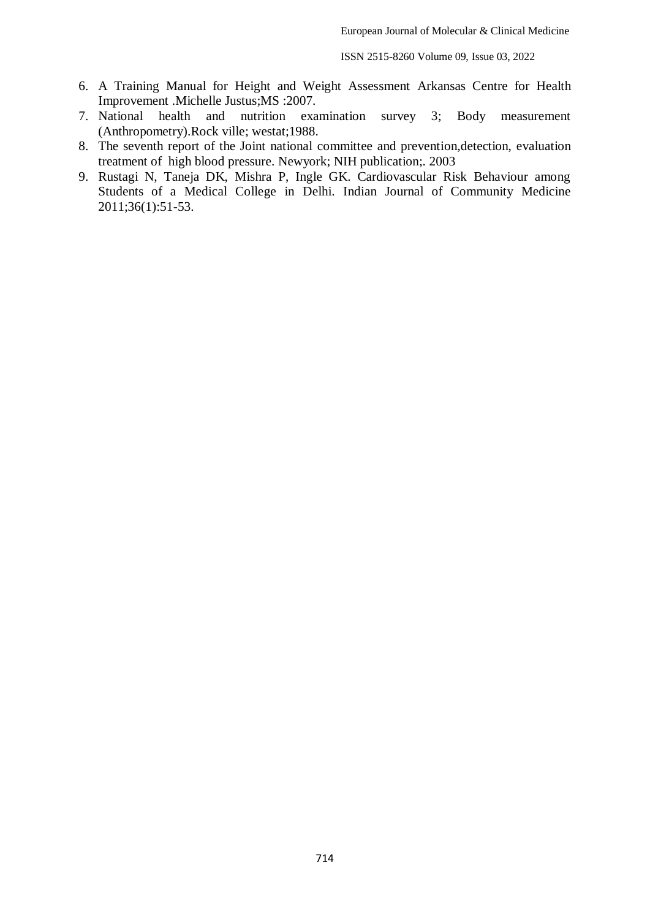6. A Training Manual for Height and Weight Assessment Arkansas Centre for Health Improvement .Michelle Justus;MS :2007.
7. National health and nutrition examination survey 3; Body measurement (Anthropometry).Rock ville; westat;1988.
8. The seventh report of the Joint national committee and prevention,detection, evaluation treatment of high blood pressure. Newyork; NIH publication;. 2003
9. Rustagi N, Taneja DK, Mishra P, Ingle GK. Cardiovascular Risk Behaviour among Students of a Medical College in Delhi. Indian Journal of Community Medicine 2011;36(1):51-53.